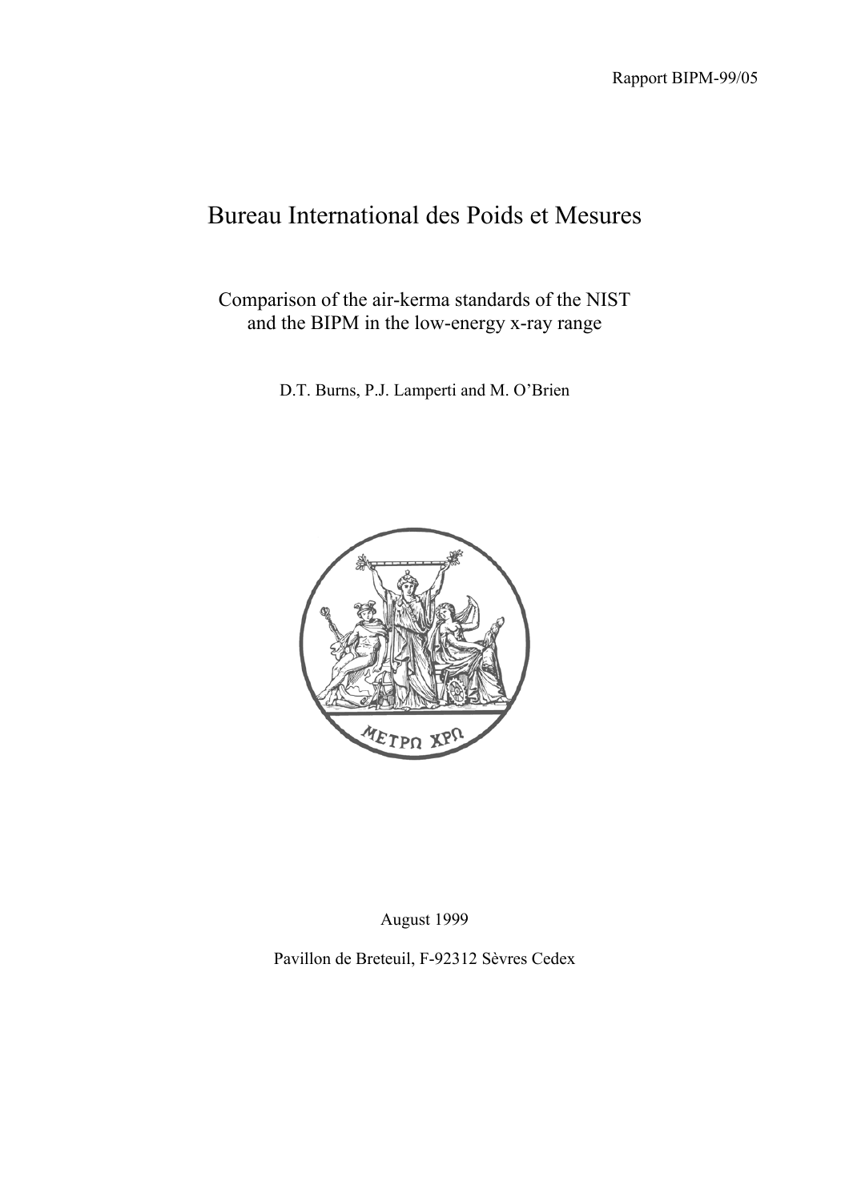Rapport BIPM-99/05

# Bureau International des Poids et Mesures

## Comparison of the air-kerma standards of the NIST and the BIPM in the low-energy x-ray range

D.T. Burns, P.J. Lamperti and M. O'Brien

August 1999

Pavillon de Breteuil, F-92312 Sèvres Cedex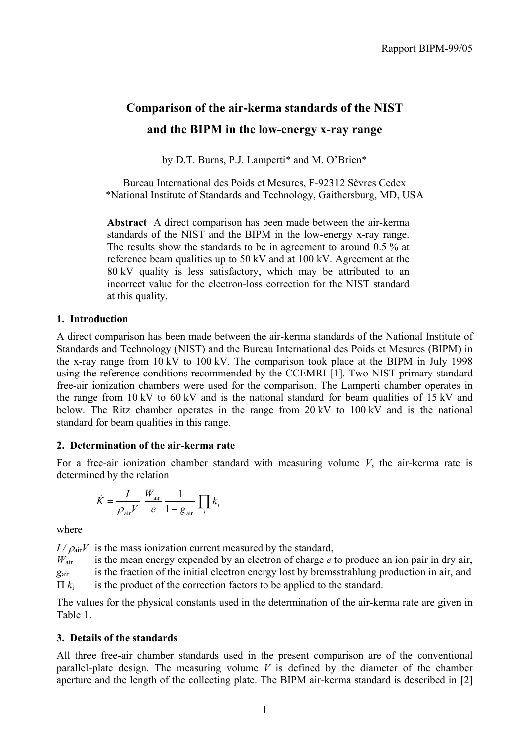# Comparison of the air-kerma standards of the NIST and the BIPM in the low-energy x-ray range

by D.T. Burns, P.J. Lamperti* and M. O'Brien*

Bureau International des Poids et Mesures, F-92312 Sèvres Cedex
*National Institute of Standards and Technology, Gaithersburg, MD, USA

**Abstract** A direct comparison has been made between the air-kerma standards of the NIST and the BIPM in the low-energy x-ray range. The results show the standards to be in agreement to around 0.5 % at reference beam qualities up to 50 kV and at 100 kV. Agreement at the 80 kV quality is less satisfactory, which may be attributed to an incorrect value for the electron-loss correction for the NIST standard at this quality.

## 1. Introduction

A direct comparison has been made between the air-kerma standards of the National Institute of Standards and Technology (NIST) and the Bureau International des Poids et Mesures (BIPM) in the x-ray range from 10 kV to 100 kV. The comparison took place at the BIPM in July 1998 using the reference conditions recommended by the CCEMRI [1]. Two NIST primary-standard free-air ionization chambers were used for the comparison. The Lamperti chamber operates in the range from 10 kV to 60 kV and is the national standard for beam qualities of 15 kV and below. The Ritz chamber operates in the range from 20 kV to 100 kV and is the national standard for beam qualities in this range.

## 2. Determination of the air-kerma rate

For a free-air ionization chamber standard with measuring volume $V$, the air-kerma rate is determined by the relation

$$\dot{K} = \frac{I}{\rho_{\mathrm{air}} V} \frac{W_{\mathrm{air}}}{e} \frac{1}{1 - g_{\mathrm{air}}} \prod_i k_i$$

where

- $I / \rho_{\mathrm{air}} V$ is the mass ionization current measured by the standard,
- $W_{\mathrm{air}}$ is the mean energy expended by an electron of charge $e$ to produce an ion pair in dry air,
- $g_{\mathrm{air}}$ is the fraction of the initial electron energy lost by bremsstrahlung production in air, and
- $\Pi k_i$ is the product of the correction factors to be applied to the standard.

The values for the physical constants used in the determination of the air-kerma rate are given in Table 1.

## 3. Details of the standards

All three free-air chamber standards used in the present comparison are of the conventional parallel-plate design. The measuring volume $V$ is defined by the diameter of the chamber aperture and the length of the collecting plate. The BIPM air-kerma standard is described in [2]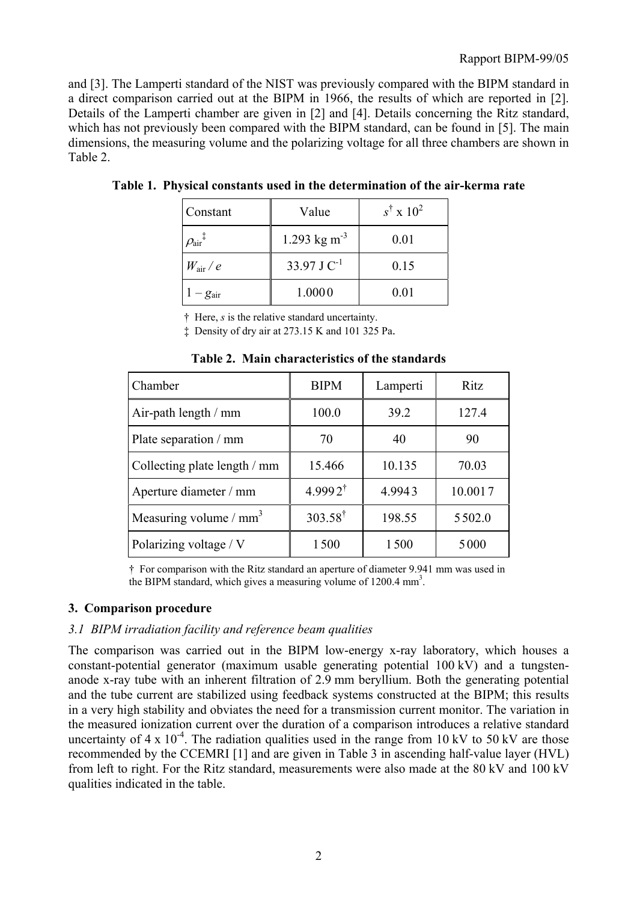and [3]. The Lamperti standard of the NIST was previously compared with the BIPM standard in a direct comparison carried out at the BIPM in 1966, the results of which are reported in [2]. Details of the Lamperti chamber are given in [2] and [4]. Details concerning the Ritz standard, which has not previously been compared with the BIPM standard, can be found in [5]. The main dimensions, the measuring volume and the polarizing voltage for all three chambers are shown in Table 2.

**Table 1. Physical constants used in the determination of the air-kerma rate**

| Constant | Value | $s^{\dagger}$ x $10^2$ |
|---|---|---|
| $\rho_{air}$ [‡] | 1.293 kg m$^{-3}$ | 0.01 |
| $W_{air} / e$ | 33.97 J C$^{-1}$ | 0.15 |
| $1 - g_{air}$ | 1.0000 | 0.01 |

† Here, *s* is the relative standard uncertainty.

‡ Density of dry air at 273.15 K and 101 325 Pa.

**Table 2. Main characteristics of the standards**

| Chamber | BIPM | Lamperti | Ritz |
|---|---|---|---|
| Air-path length / mm | 100.0 | 39.2 | 127.4 |
| Plate separation / mm | 70 | 40 | 90 |
| Collecting plate length / mm | 15.466 | 10.135 | 70.03 |
| Aperture diameter / mm | 4.9992 [†] | 4.9943 | 10.0017 |
| Measuring volume / mm$^3$ | 303.58 [†] | 198.55 | 5502.0 |
| Polarizing voltage / V | 1500 | 1500 | 5000 |

† For comparison with the Ritz standard an aperture of diameter 9.941 mm was used in the BIPM standard, which gives a measuring volume of 1200.4 mm$^3$.

## 3. Comparison procedure

### *3.1 BIPM irradiation facility and reference beam qualities*

The comparison was carried out in the BIPM low-energy x-ray laboratory, which houses a constant-potential generator (maximum usable generating potential 100 kV) and a tungsten-anode x-ray tube with an inherent filtration of 2.9 mm beryllium. Both the generating potential and the tube current are stabilized using feedback systems constructed at the BIPM; this results in a very high stability and obviates the need for a transmission current monitor. The variation in the measured ionization current over the duration of a comparison introduces a relative standard uncertainty of 4 x $10^{-4}$. The radiation qualities used in the range from 10 kV to 50 kV are those recommended by the CCEMRI [1] and are given in Table 3 in ascending half-value layer (HVL) from left to right. For the Ritz standard, measurements were also made at the 80 kV and 100 kV qualities indicated in the table.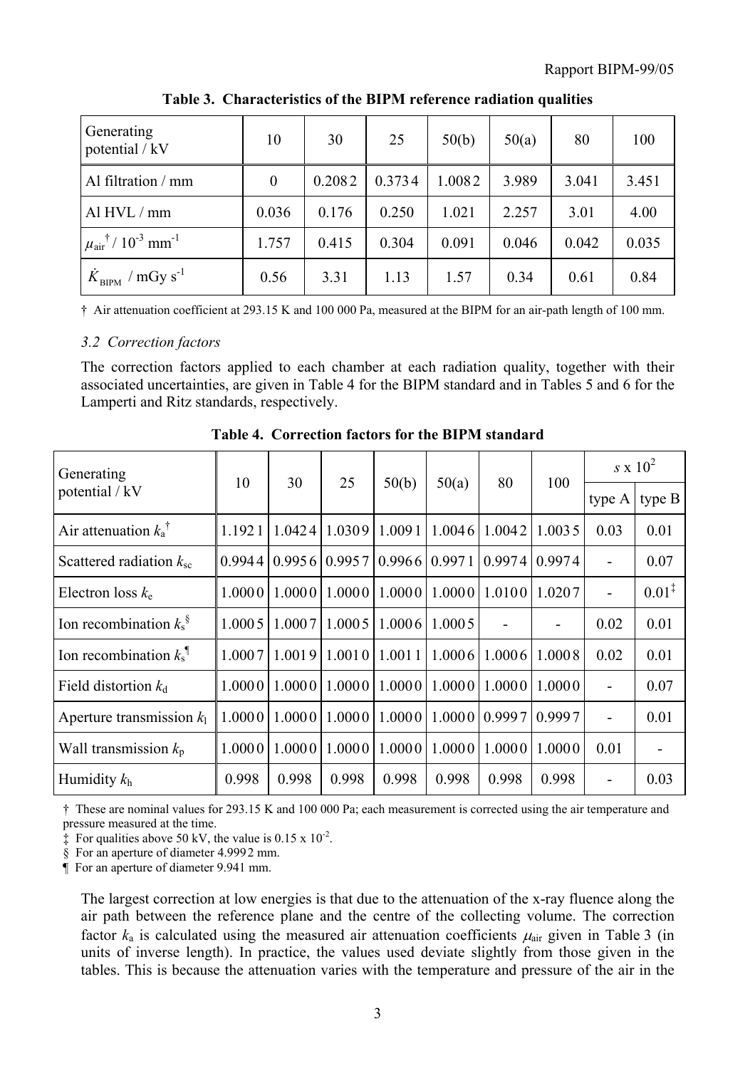**Table 3. Characteristics of the BIPM reference radiation qualities**

| Generating potential / kV | 10 | 30 | 25 | 50(b) | 50(a) | 80 | 100 |
|---|---|---|---|---|---|---|---|
| Al filtration / mm | 0 | 0.2082 | 0.3734 | 1.0082 | 3.989 | 3.041 | 3.451 |
| Al HVL / mm | 0.036 | 0.176 | 0.250 | 1.021 | 2.257 | 3.01 | 4.00 |
| $\mu_{air}$ † / $10^{-3}$ mm$^{-1}$ | 1.757 | 0.415 | 0.304 | 0.091 | 0.046 | 0.042 | 0.035 |
| $\dot{K}_{BIPM}$ / mGy s$^{-1}$ | 0.56 | 3.31 | 1.13 | 1.57 | 0.34 | 0.61 | 0.84 |

† Air attenuation coefficient at 293.15 K and 100 000 Pa, measured at the BIPM for an air-path length of 100 mm.

### *3.2 Correction factors*

The correction factors applied to each chamber at each radiation quality, together with their associated uncertainties, are given in Table 4 for the BIPM standard and in Tables 5 and 6 for the Lamperti and Ritz standards, respectively.

**Table 4. Correction factors for the BIPM standard**

| Generating potential / kV | 10 | 30 | 25 | 50(b) | 50(a) | 80 | 100 | $s$ x $10^2$ | |
|---|---|---|---|---|---|---|---|---|---|
| | | | | | | | | type A | type B |
| Air attenuation $k_a$ † | 1.1921 | 1.0424 | 1.0309 | 1.0091 | 1.0046 | 1.0042 | 1.0035 | 0.03 | 0.01 |
| Scattered radiation $k_{sc}$ | 0.9944 | 0.9956 | 0.9957 | 0.9966 | 0.9971 | 0.9974 | 0.9974 | - | 0.07 |
| Electron loss $k_e$ | 1.0000 | 1.0000 | 1.0000 | 1.0000 | 1.0000 | 1.0100 | 1.0207 | - | 0.01 ‡ |
| Ion recombination $k_s$ § | 1.0005 | 1.0007 | 1.0005 | 1.0006 | 1.0005 | - | - | 0.02 | 0.01 |
| Ion recombination $k_s$ ¶ | 1.0007 | 1.0019 | 1.0010 | 1.0011 | 1.0006 | 1.0006 | 1.0008 | 0.02 | 0.01 |
| Field distortion $k_d$ | 1.0000 | 1.0000 | 1.0000 | 1.0000 | 1.0000 | 1.0000 | 1.0000 | - | 0.07 |
| Aperture transmission $k_l$ | 1.0000 | 1.0000 | 1.0000 | 1.0000 | 1.0000 | 0.9997 | 0.9997 | - | 0.01 |
| Wall transmission $k_p$ | 1.0000 | 1.0000 | 1.0000 | 1.0000 | 1.0000 | 1.0000 | 1.0000 | 0.01 | - |
| Humidity $k_h$ | 0.998 | 0.998 | 0.998 | 0.998 | 0.998 | 0.998 | 0.998 | - | 0.03 |

† These are nominal values for 293.15 K and 100 000 Pa; each measurement is corrected using the air temperature and pressure measured at the time.

‡ For qualities above 50 kV, the value is 0.15 x $10^{-2}$.

§ For an aperture of diameter 4.9992 mm.

¶ For an aperture of diameter 9.941 mm.

The largest correction at low energies is that due to the attenuation of the x-ray fluence along the air path between the reference plane and the centre of the collecting volume. The correction factor $k_a$ is calculated using the measured air attenuation coefficients $\mu_{air}$ given in Table 3 (in units of inverse length). In practice, the values used deviate slightly from those given in the tables. This is because the attenuation varies with the temperature and pressure of the air in the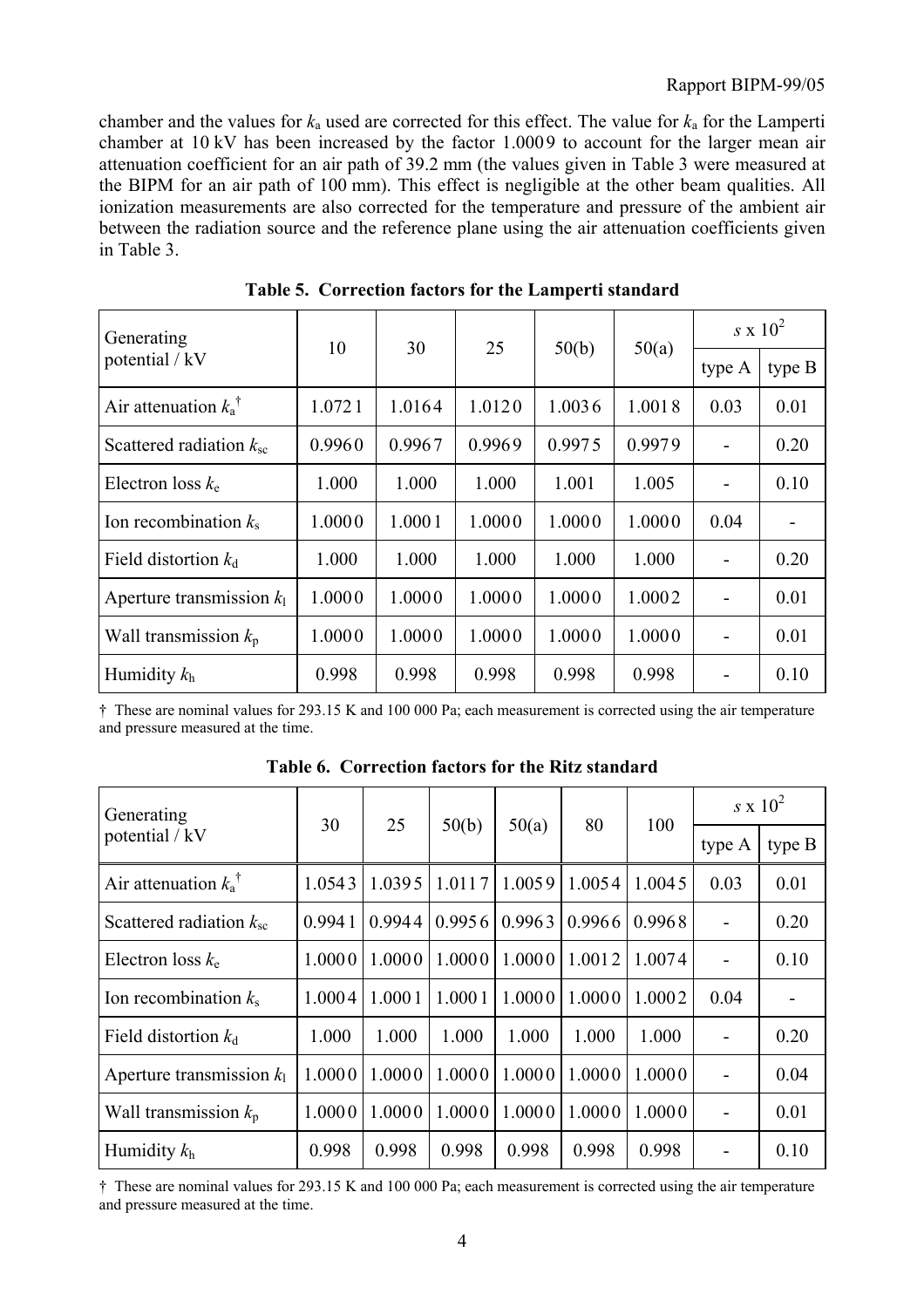chamber and the values for $k_a$ used are corrected for this effect. The value for $k_a$ for the Lamperti chamber at 10 kV has been increased by the factor 1.0009 to account for the larger mean air attenuation coefficient for an air path of 39.2 mm (the values given in Table 3 were measured at the BIPM for an air path of 100 mm). This effect is negligible at the other beam qualities. All ionization measurements are also corrected for the temperature and pressure of the ambient air between the radiation source and the reference plane using the air attenuation coefficients given in Table 3.

**Table 5. Correction factors for the Lamperti standard**

| Generating potential / kV | 10 | 30 | 25 | 50(b) | 50(a) | $s \times 10^2$ | |
|---|---|---|---|---|---|---|---|
| | | | | | | type A | type B |
| Air attenuation $k_a$† | 1.0721 | 1.0164 | 1.0120 | 1.0036 | 1.0018 | 0.03 | 0.01 |
| Scattered radiation $k_{sc}$ | 0.9960 | 0.9967 | 0.9969 | 0.9975 | 0.9979 | - | 0.20 |
| Electron loss $k_e$ | 1.000 | 1.000 | 1.000 | 1.001 | 1.005 | - | 0.10 |
| Ion recombination $k_s$ | 1.0000 | 1.0001 | 1.0000 | 1.0000 | 1.0000 | 0.04 | - |
| Field distortion $k_d$ | 1.000 | 1.000 | 1.000 | 1.000 | 1.000 | - | 0.20 |
| Aperture transmission $k_l$ | 1.0000 | 1.0000 | 1.0000 | 1.0000 | 1.0002 | - | 0.01 |
| Wall transmission $k_p$ | 1.0000 | 1.0000 | 1.0000 | 1.0000 | 1.0000 | - | 0.01 |
| Humidity $k_h$ | 0.998 | 0.998 | 0.998 | 0.998 | 0.998 | - | 0.10 |

† These are nominal values for 293.15 K and 100 000 Pa; each measurement is corrected using the air temperature and pressure measured at the time.

**Table 6. Correction factors for the Ritz standard**

| Generating potential / kV | 30 | 25 | 50(b) | 50(a) | 80 | 100 | $s \times 10^2$ | |
|---|---|---|---|---|---|---|---|---|
| | | | | | | | type A | type B |
| Air attenuation $k_a$† | 1.0543 | 1.0395 | 1.0117 | 1.0059 | 1.0054 | 1.0045 | 0.03 | 0.01 |
| Scattered radiation $k_{sc}$ | 0.9941 | 0.9944 | 0.9956 | 0.9963 | 0.9966 | 0.9968 | - | 0.20 |
| Electron loss $k_e$ | 1.0000 | 1.0000 | 1.0000 | 1.0000 | 1.0012 | 1.0074 | - | 0.10 |
| Ion recombination $k_s$ | 1.0004 | 1.0001 | 1.0001 | 1.0000 | 1.0000 | 1.0002 | 0.04 | - |
| Field distortion $k_d$ | 1.000 | 1.000 | 1.000 | 1.000 | 1.000 | 1.000 | - | 0.20 |
| Aperture transmission $k_l$ | 1.0000 | 1.0000 | 1.0000 | 1.0000 | 1.0000 | 1.0000 | - | 0.04 |
| Wall transmission $k_p$ | 1.0000 | 1.0000 | 1.0000 | 1.0000 | 1.0000 | 1.0000 | - | 0.01 |
| Humidity $k_h$ | 0.998 | 0.998 | 0.998 | 0.998 | 0.998 | 0.998 | - | 0.10 |

† These are nominal values for 293.15 K and 100 000 Pa; each measurement is corrected using the air temperature and pressure measured at the time.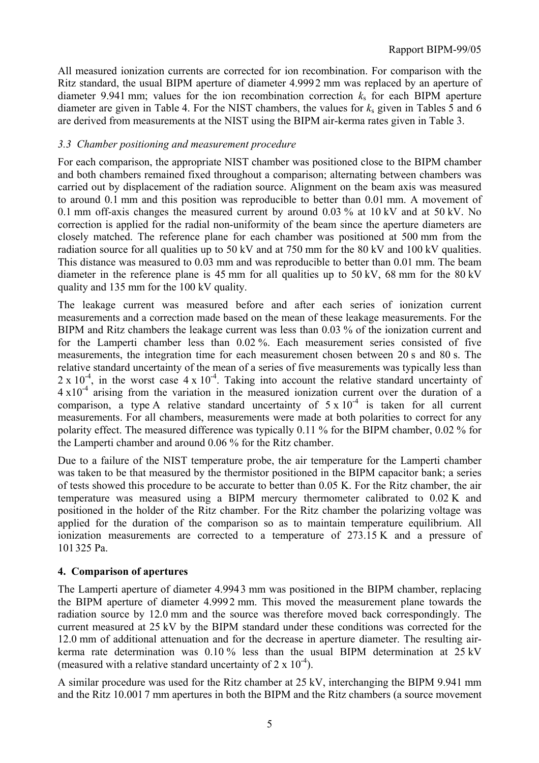All measured ionization currents are corrected for ion recombination. For comparison with the Ritz standard, the usual BIPM aperture of diameter 4.999 2 mm was replaced by an aperture of diameter 9.941 mm; values for the ion recombination correction $k_s$ for each BIPM aperture diameter are given in Table 4. For the NIST chambers, the values for $k_s$ given in Tables 5 and 6 are derived from measurements at the NIST using the BIPM air-kerma rates given in Table 3.

### *3.3 Chamber positioning and measurement procedure*

For each comparison, the appropriate NIST chamber was positioned close to the BIPM chamber and both chambers remained fixed throughout a comparison; alternating between chambers was carried out by displacement of the radiation source. Alignment on the beam axis was measured to around 0.1 mm and this position was reproducible to better than 0.01 mm. A movement of 0.1 mm off-axis changes the measured current by around 0.03 % at 10 kV and at 50 kV. No correction is applied for the radial non-uniformity of the beam since the aperture diameters are closely matched. The reference plane for each chamber was positioned at 500 mm from the radiation source for all qualities up to 50 kV and at 750 mm for the 80 kV and 100 kV qualities. This distance was measured to 0.03 mm and was reproducible to better than 0.01 mm. The beam diameter in the reference plane is 45 mm for all qualities up to 50 kV, 68 mm for the 80 kV quality and 135 mm for the 100 kV quality.

The leakage current was measured before and after each series of ionization current measurements and a correction made based on the mean of these leakage measurements. For the BIPM and Ritz chambers the leakage current was less than 0.03 % of the ionization current and for the Lamperti chamber less than 0.02 %. Each measurement series consisted of five measurements, the integration time for each measurement chosen between 20 s and 80 s. The relative standard uncertainty of the mean of a series of five measurements was typically less than $2 \times 10^{-4}$, in the worst case $4 \times 10^{-4}$. Taking into account the relative standard uncertainty of $4 \times 10^{-4}$ arising from the variation in the measured ionization current over the duration of a comparison, a type A relative standard uncertainty of $5 \times 10^{-4}$ is taken for all current measurements. For all chambers, measurements were made at both polarities to correct for any polarity effect. The measured difference was typically 0.11 % for the BIPM chamber, 0.02 % for the Lamperti chamber and around 0.06 % for the Ritz chamber.

Due to a failure of the NIST temperature probe, the air temperature for the Lamperti chamber was taken to be that measured by the thermistor positioned in the BIPM capacitor bank; a series of tests showed this procedure to be accurate to better than 0.05 K. For the Ritz chamber, the air temperature was measured using a BIPM mercury thermometer calibrated to 0.02 K and positioned in the holder of the Ritz chamber. For the Ritz chamber the polarizing voltage was applied for the duration of the comparison so as to maintain temperature equilibrium. All ionization measurements are corrected to a temperature of 273.15 K and a pressure of 101 325 Pa.

## 4. Comparison of apertures

The Lamperti aperture of diameter 4.994 3 mm was positioned in the BIPM chamber, replacing the BIPM aperture of diameter 4.999 2 mm. This moved the measurement plane towards the radiation source by 12.0 mm and the source was therefore moved back correspondingly. The current measured at 25 kV by the BIPM standard under these conditions was corrected for the 12.0 mm of additional attenuation and for the decrease in aperture diameter. The resulting air-kerma rate determination was 0.10 % less than the usual BIPM determination at 25 kV (measured with a relative standard uncertainty of $2 \times 10^{-4}$).

A similar procedure was used for the Ritz chamber at 25 kV, interchanging the BIPM 9.941 mm and the Ritz 10.001 7 mm apertures in both the BIPM and the Ritz chambers (a source movement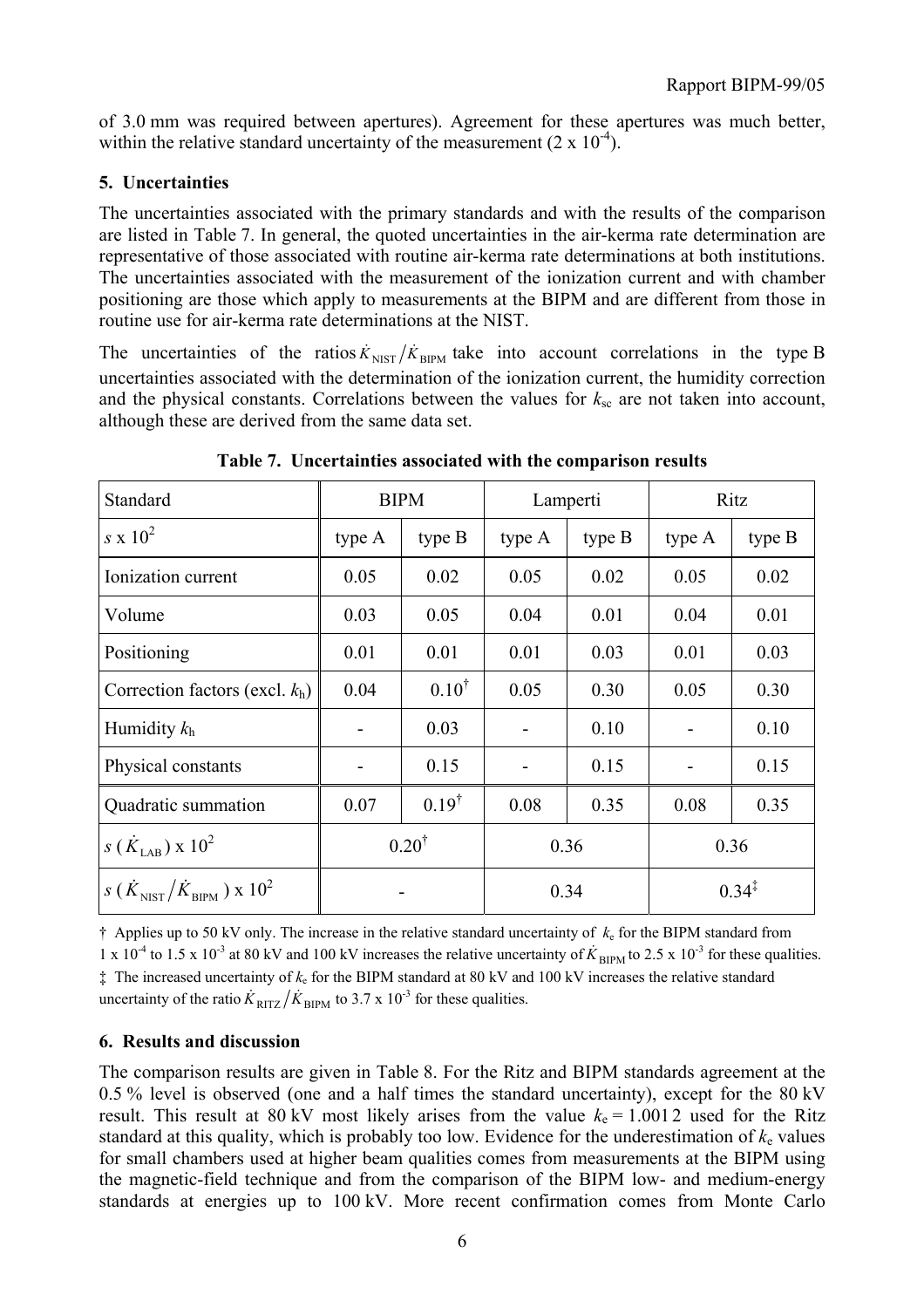of 3.0 mm was required between apertures). Agreement for these apertures was much better, within the relative standard uncertainty of the measurement (2 x $10^{-4}$).

## 5. Uncertainties

The uncertainties associated with the primary standards and with the results of the comparison are listed in Table 7. In general, the quoted uncertainties in the air-kerma rate determination are representative of those associated with routine air-kerma rate determinations at both institutions. The uncertainties associated with the measurement of the ionization current and with chamber positioning are those which apply to measurements at the BIPM and are different from those in routine use for air-kerma rate determinations at the NIST.

The uncertainties of the ratios $\dot{K}_{\text{NIST}}/\dot{K}_{\text{BIPM}}$ take into account correlations in the type B uncertainties associated with the determination of the ionization current, the humidity correction and the physical constants. Correlations between the values for $k_{\text{sc}}$ are not taken into account, although these are derived from the same data set.

**Table 7. Uncertainties associated with the comparison results**

| Standard | BIPM | | Lamperti | | Ritz | |
|---|---|---|---|---|---|---|
| $s$ x $10^2$ | type A | type B | type A | type B | type A | type B |
| Ionization current | 0.05 | 0.02 | 0.05 | 0.02 | 0.05 | 0.02 |
| Volume | 0.03 | 0.05 | 0.04 | 0.01 | 0.04 | 0.01 |
| Positioning | 0.01 | 0.01 | 0.01 | 0.03 | 0.01 | 0.03 |
| Correction factors (excl. $k_{\text{h}}$) | 0.04 | 0.10† | 0.05 | 0.30 | 0.05 | 0.30 |
| Humidity $k_{\text{h}}$ | - | 0.03 | - | 0.10 | - | 0.10 |
| Physical constants | - | 0.15 | - | 0.15 | - | 0.15 |
| Quadratic summation | 0.07 | 0.19† | 0.08 | 0.35 | 0.08 | 0.35 |
| $s$ ($\dot{K}_{\text{LAB}}$) x $10^2$ | 0.20† | | 0.36 | | 0.36 | |
| $s$ ($\dot{K}_{\text{NIST}}/\dot{K}_{\text{BIPM}}$) x $10^2$ | - | | 0.34 | | 0.34‡ | |

† Applies up to 50 kV only. The increase in the relative standard uncertainty of $k_{\text{e}}$ for the BIPM standard from 1 x $10^{-4}$ to 1.5 x $10^{-3}$ at 80 kV and 100 kV increases the relative uncertainty of $\dot{K}_{\text{BIPM}}$ to 2.5 x $10^{-3}$ for these qualities.

‡ The increased uncertainty of $k_{\text{e}}$ for the BIPM standard at 80 kV and 100 kV increases the relative standard uncertainty of the ratio $\dot{K}_{\text{RITZ}}/\dot{K}_{\text{BIPM}}$ to 3.7 x $10^{-3}$ for these qualities.

## 6. Results and discussion

The comparison results are given in Table 8. For the Ritz and BIPM standards agreement at the 0.5 % level is observed (one and a half times the standard uncertainty), except for the 80 kV result. This result at 80 kV most likely arises from the value $k_{\text{e}} = 1.0012$ used for the Ritz standard at this quality, which is probably too low. Evidence for the underestimation of $k_{\text{e}}$ values for small chambers used at higher beam qualities comes from measurements at the BIPM using the magnetic-field technique and from the comparison of the BIPM low- and medium-energy standards at energies up to 100 kV. More recent confirmation comes from Monte Carlo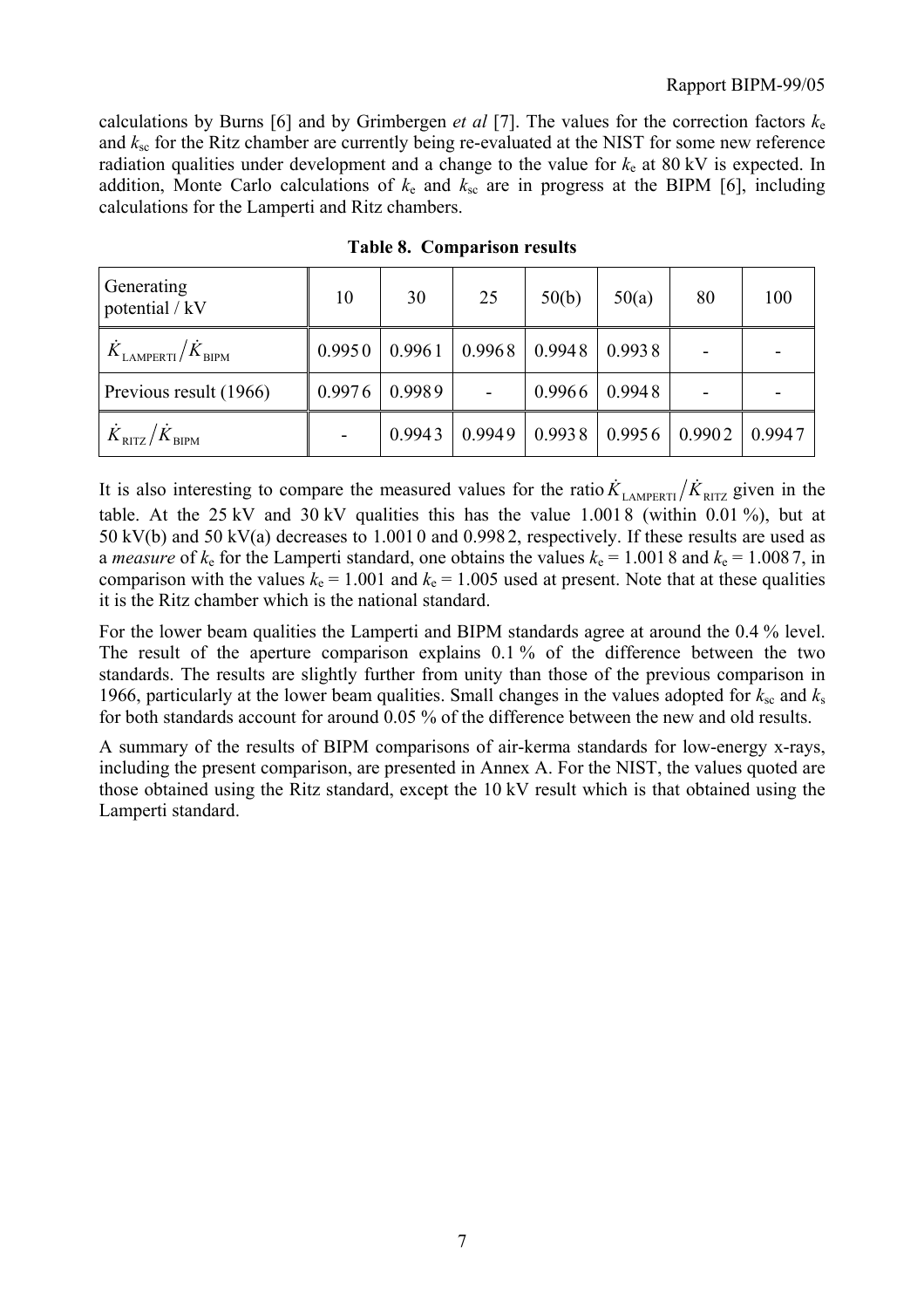calculations by Burns [6] and by Grimbergen *et al* [7]. The values for the correction factors $k_e$ and $k_{sc}$ for the Ritz chamber are currently being re-evaluated at the NIST for some new reference radiation qualities under development and a change to the value for $k_e$ at 80 kV is expected. In addition, Monte Carlo calculations of $k_e$ and $k_{sc}$ are in progress at the BIPM [6], including calculations for the Lamperti and Ritz chambers.

**Table 8. Comparison results**

| Generating potential / kV | 10 | 30 | 25 | 50(b) | 50(a) | 80 | 100 |
|---|---|---|---|---|---|---|---|
| $\dot{K}_{\text{LAMPERTI}}/\dot{K}_{\text{BIPM}}$ | 0.9950 | 0.9961 | 0.9968 | 0.9948 | 0.9938 | - | - |
| Previous result (1966) | 0.9976 | 0.9989 | - | 0.9966 | 0.9948 | - | - |
| $\dot{K}_{\text{RITZ}}/\dot{K}_{\text{BIPM}}$ | - | 0.9943 | 0.9949 | 0.9938 | 0.9956 | 0.9902 | 0.9947 |

It is also interesting to compare the measured values for the ratio $\dot{K}_{\text{LAMPERTI}}/\dot{K}_{\text{RITZ}}$ given in the table. At the 25 kV and 30 kV qualities this has the value 1.0018 (within 0.01 %), but at 50 kV(b) and 50 kV(a) decreases to 1.0010 and 0.9982, respectively. If these results are used as a *measure* of $k_e$ for the Lamperti standard, one obtains the values $k_e$ = 1.0018 and $k_e$ = 1.0087, in comparison with the values $k_e$ = 1.001 and $k_e$ = 1.005 used at present. Note that at these qualities it is the Ritz chamber which is the national standard.

For the lower beam qualities the Lamperti and BIPM standards agree at around the 0.4 % level. The result of the aperture comparison explains 0.1 % of the difference between the two standards. The results are slightly further from unity than those of the previous comparison in 1966, particularly at the lower beam qualities. Small changes in the values adopted for $k_{sc}$ and $k_s$ for both standards account for around 0.05 % of the difference between the new and old results.

A summary of the results of BIPM comparisons of air-kerma standards for low-energy x-rays, including the present comparison, are presented in Annex A. For the NIST, the values quoted are those obtained using the Ritz standard, except the 10 kV result which is that obtained using the Lamperti standard.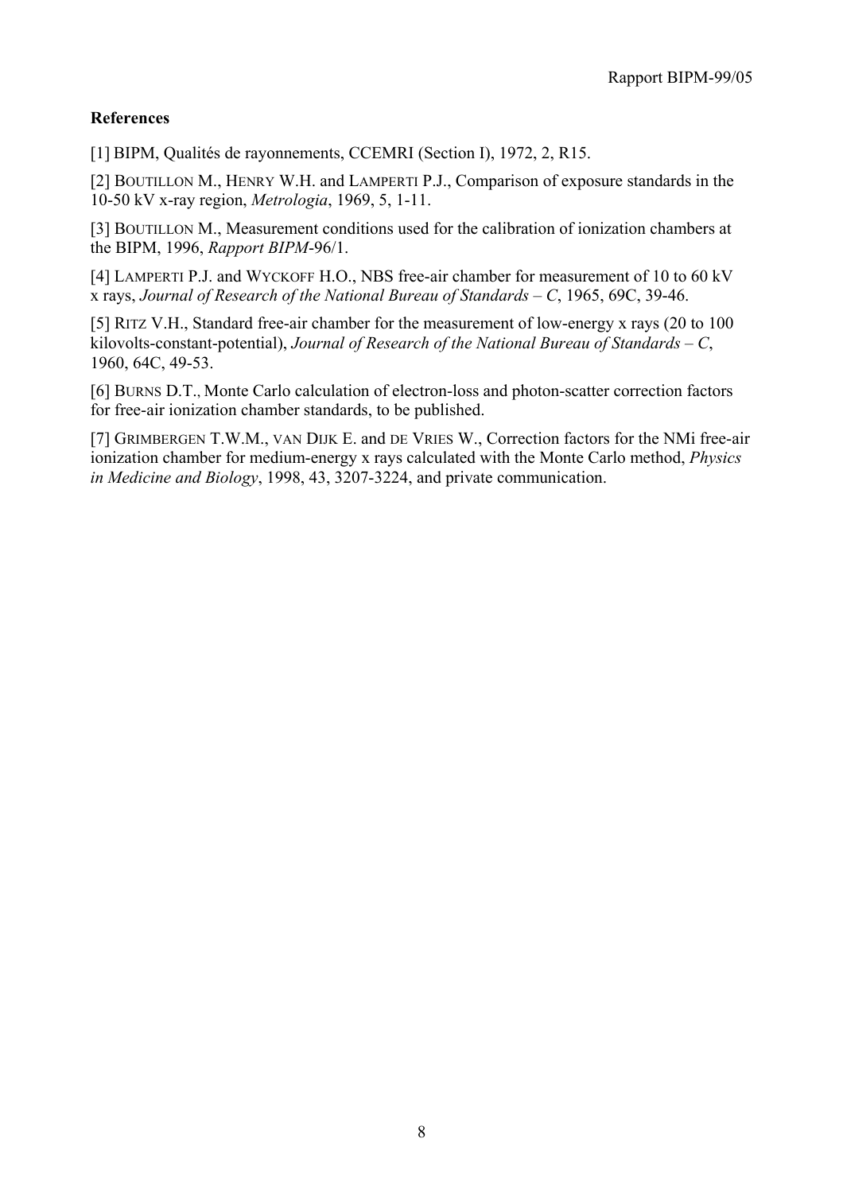**References**

[1] BIPM, Qualités de rayonnements, CCEMRI (Section I), 1972, 2, R15.

[2] BOUTILLON M., HENRY W.H. and LAMPERTI P.J., Comparison of exposure standards in the 10-50 kV x-ray region, *Metrologia*, 1969, 5, 1-11.

[3] BOUTILLON M., Measurement conditions used for the calibration of ionization chambers at the BIPM, 1996, *Rapport BIPM*-96/1.

[4] LAMPERTI P.J. and WYCKOFF H.O., NBS free-air chamber for measurement of 10 to 60 kV x rays, *Journal of Research of the National Bureau of Standards – C*, 1965, 69C, 39-46.

[5] RITZ V.H., Standard free-air chamber for the measurement of low-energy x rays (20 to 100 kilovolts-constant-potential), *Journal of Research of the National Bureau of Standards – C*, 1960, 64C, 49-53.

[6] BURNS D.T., Monte Carlo calculation of electron-loss and photon-scatter correction factors for free-air ionization chamber standards, to be published.

[7] GRIMBERGEN T.W.M., VAN DIJK E. and DE VRIES W., Correction factors for the NMi free-air ionization chamber for medium-energy x rays calculated with the Monte Carlo method, *Physics in Medicine and Biology*, 1998, 43, 3207-3224, and private communication.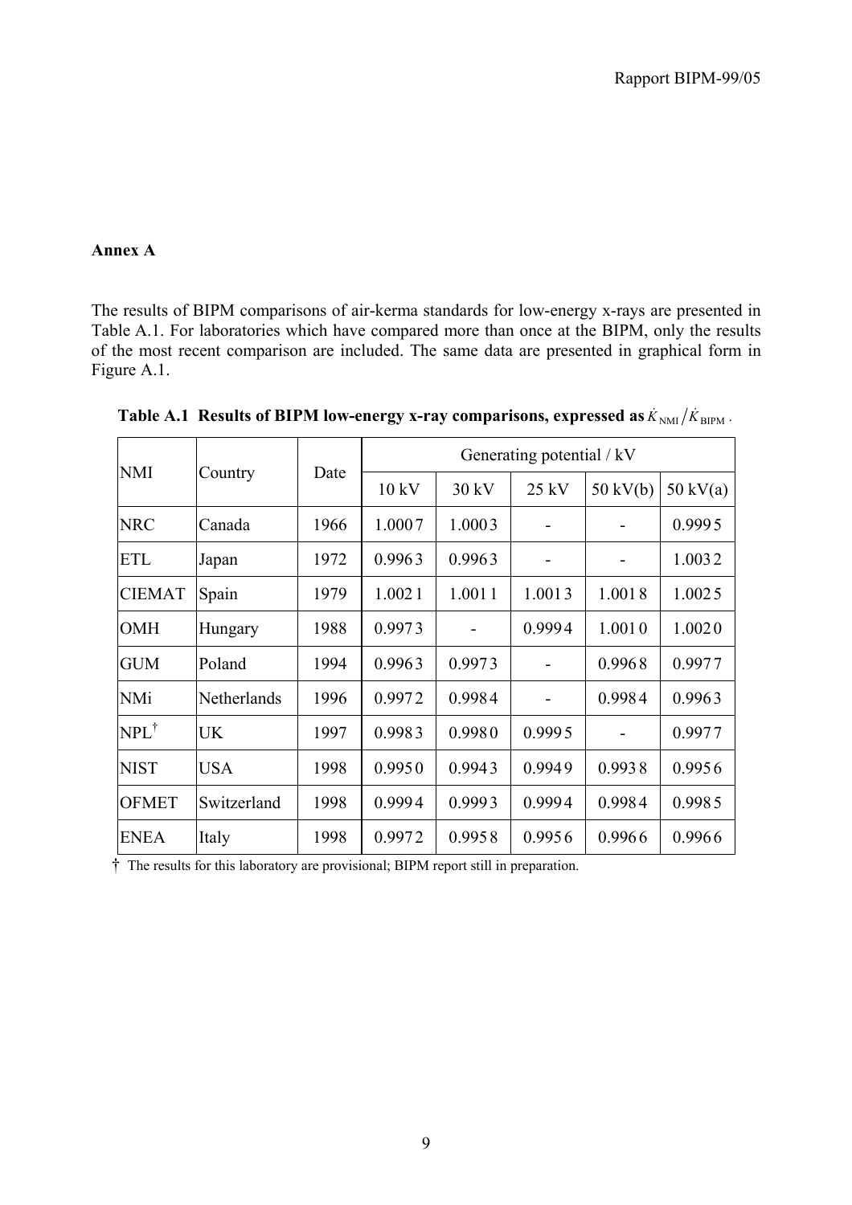**Annex A**

The results of BIPM comparisons of air-kerma standards for low-energy x-rays are presented in Table A.1. For laboratories which have compared more than once at the BIPM, only the results of the most recent comparison are included. The same data are presented in graphical form in Figure A.1.

**Table A.1 Results of BIPM low-energy x-ray comparisons, expressed as** $\dot{K}_{\text{NMI}}/\dot{K}_{\text{BIPM}}$.

| NMI | Country | Date | Generating potential / kV | | | | |
|---|---|---|---|---|---|---|---|
| | | | 10 kV | 30 kV | 25 kV | 50 kV(b) | 50 kV(a) |
| NRC | Canada | 1966 | 1.0007 | 1.0003 | - | - | 0.9995 |
| ETL | Japan | 1972 | 0.9963 | 0.9963 | - | - | 1.0032 |
| CIEMAT | Spain | 1979 | 1.0021 | 1.0011 | 1.0013 | 1.0018 | 1.0025 |
| OMH | Hungary | 1988 | 0.9973 | - | 0.9994 | 1.0010 | 1.0020 |
| GUM | Poland | 1994 | 0.9963 | 0.9973 | - | 0.9968 | 0.9977 |
| NMi | Netherlands | 1996 | 0.9972 | 0.9984 | - | 0.9984 | 0.9963 |
| NPL[†] | UK | 1997 | 0.9983 | 0.9980 | 0.9995 | - | 0.9977 |
| NIST | USA | 1998 | 0.9950 | 0.9943 | 0.9949 | 0.9938 | 0.9956 |
| OFMET | Switzerland | 1998 | 0.9994 | 0.9993 | 0.9994 | 0.9984 | 0.9985 |
| ENEA | Italy | 1998 | 0.9972 | 0.9958 | 0.9956 | 0.9966 | 0.9966 |

† The results for this laboratory are provisional; BIPM report still in preparation.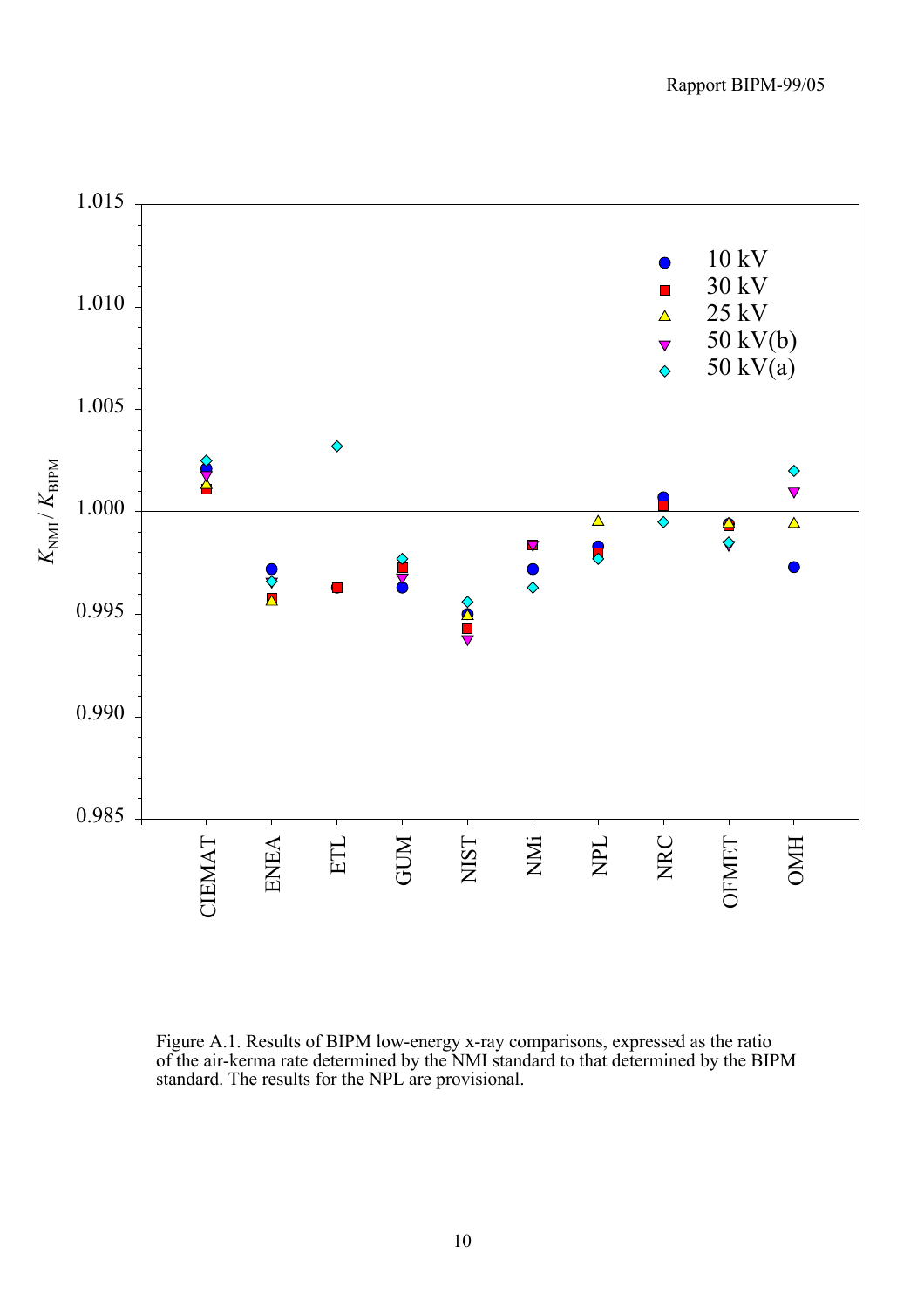1.015

1.010

1.005

1.000

0.995

0.990

0.985

$K_{NMI} / K_{BIPM}$

10 kV

30 kV

25 kV

50 kV(b)

50 kV(a)

CIEMAT

ENEA

ETL

GUM

NIST

NMi

NPL

NRC

OFMET

OMH

Figure A.1. Results of BIPM low-energy x-ray comparisons, expressed as the ratio of the air-kerma rate determined by the NMI standard to that determined by the BIPM standard. The results for the NPL are provisional.